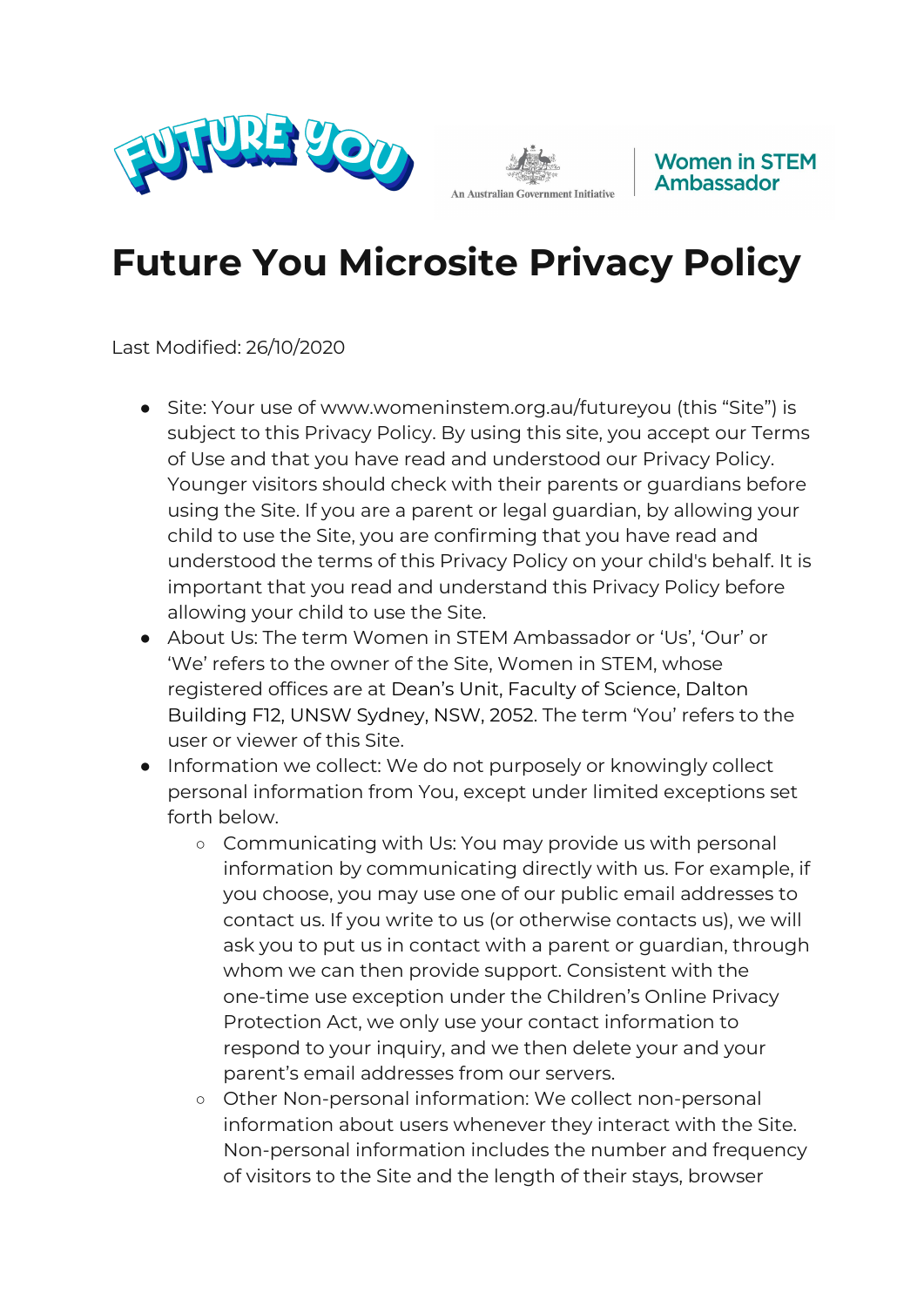# Future You Microsite Privacy Policy

Last Modified: 26/10/2020

- Site: Your use of www.womeninstem.org.au/futureyou (this "Site") is subject to this Privacy Policy. By using this site, you accept our Terms of Use and that you have read and understood our Privacy Policy. Younger visitors should check with their parents or guardians before using the Site. If you are a parent or legal guardian, by allowing your child to use the Site, you are confirming that you have read and understood the terms of this Privacy Policy on your child's behalf. It is important that you read and understand this Privacy Policy before allowing your child to use the Site.
- About Us: The term Women in STEM Ambassador or 'Us', 'Our' or 'We' refers to the owner of the Site, Women in STEM, whose registered offices are at Dean's Unit, Faculty of Science, Dalton Building F12, UNSW Sydney, NSW, 2052. The term 'You' refers to the user or viewer of this Site.
- Information we collect: We do not purposely or knowingly collect personal information from You, except under limited exceptions set forth below.
    - Communicating with Us: You may provide us with personal information by communicating directly with us. For example, if you choose, you may use one of our public email addresses to contact us. If you write to us (or otherwise contacts us), we will ask you to put us in contact with a parent or guardian, through whom we can then provide support. Consistent with the one-time use exception under the Children's Online Privacy Protection Act, we only use your contact information to respond to your inquiry, and we then delete your and your parent's email addresses from our servers.
    - Other Non-personal information: We collect non-personal information about users whenever they interact with the Site. Non-personal information includes the number and frequency of visitors to the Site and the length of their stays, browser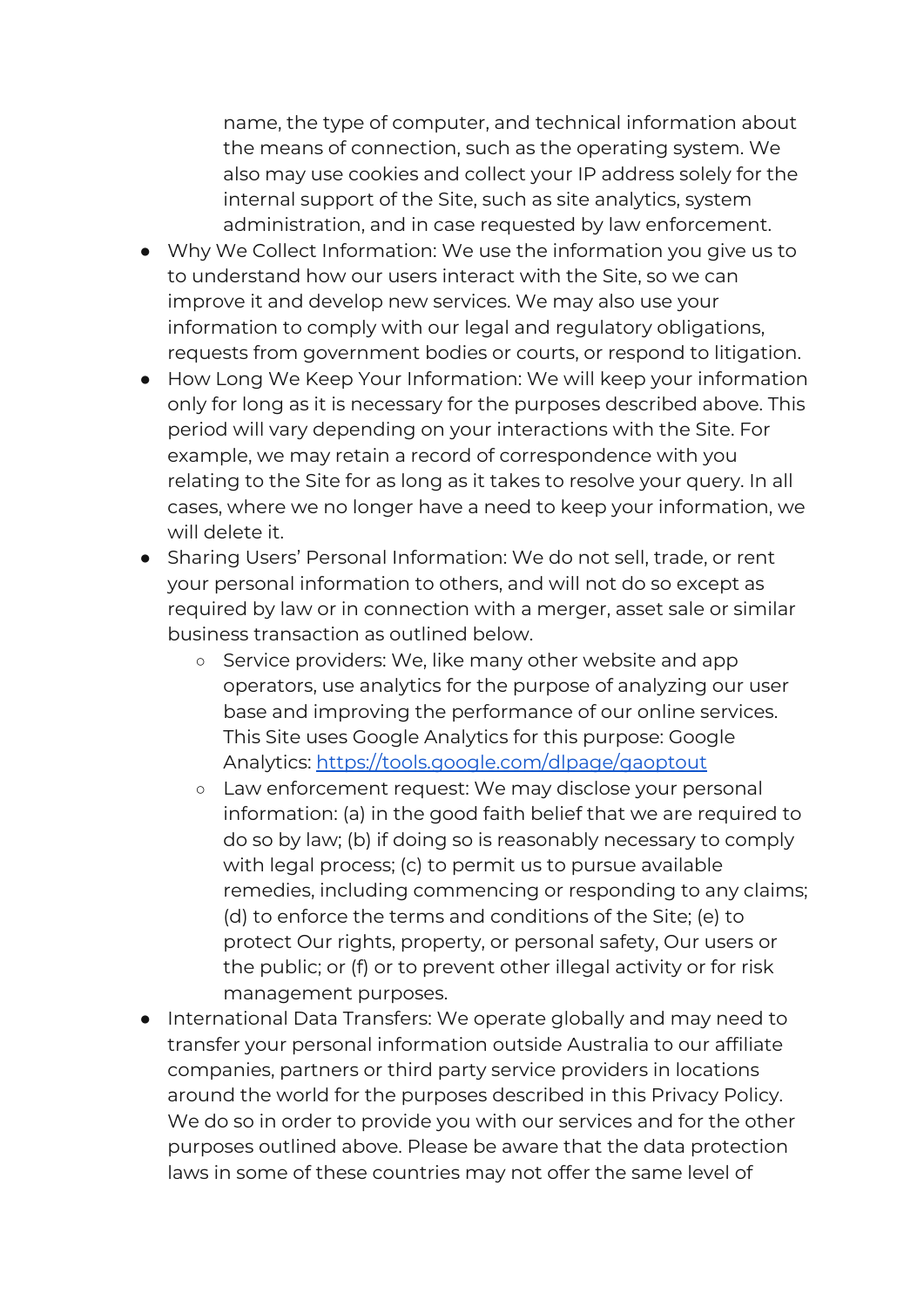name, the type of computer, and technical information about the means of connection, such as the operating system. We also may use cookies and collect your IP address solely for the internal support of the Site, such as site analytics, system administration, and in case requested by law enforcement.

- Why We Collect Information: We use the information you give us to to understand how our users interact with the Site, so we can improve it and develop new services. We may also use your information to comply with our legal and regulatory obligations, requests from government bodies or courts, or respond to litigation.
- How Long We Keep Your Information: We will keep your information only for long as it is necessary for the purposes described above. This period will vary depending on your interactions with the Site. For example, we may retain a record of correspondence with you relating to the Site for as long as it takes to resolve your query. In all cases, where we no longer have a need to keep your information, we will delete it.
- Sharing Users' Personal Information: We do not sell, trade, or rent your personal information to others, and will not do so except as required by law or in connection with a merger, asset sale or similar business transaction as outlined below.
    - Service providers: We, like many other website and app operators, use analytics for the purpose of analyzing our user base and improving the performance of our online services. This Site uses Google Analytics for this purpose: Google Analytics: [https://tools.google.com/dlpage/gaoptout](https://tools.google.com/dlpage/gaoptout)
    - Law enforcement request: We may disclose your personal information: (a) in the good faith belief that we are required to do so by law; (b) if doing so is reasonably necessary to comply with legal process; (c) to permit us to pursue available remedies, including commencing or responding to any claims; (d) to enforce the terms and conditions of the Site; (e) to protect Our rights, property, or personal safety, Our users or the public; or (f) or to prevent other illegal activity or for risk management purposes.
- International Data Transfers: We operate globally and may need to transfer your personal information outside Australia to our affiliate companies, partners or third party service providers in locations around the world for the purposes described in this Privacy Policy. We do so in order to provide you with our services and for the other purposes outlined above. Please be aware that the data protection laws in some of these countries may not offer the same level of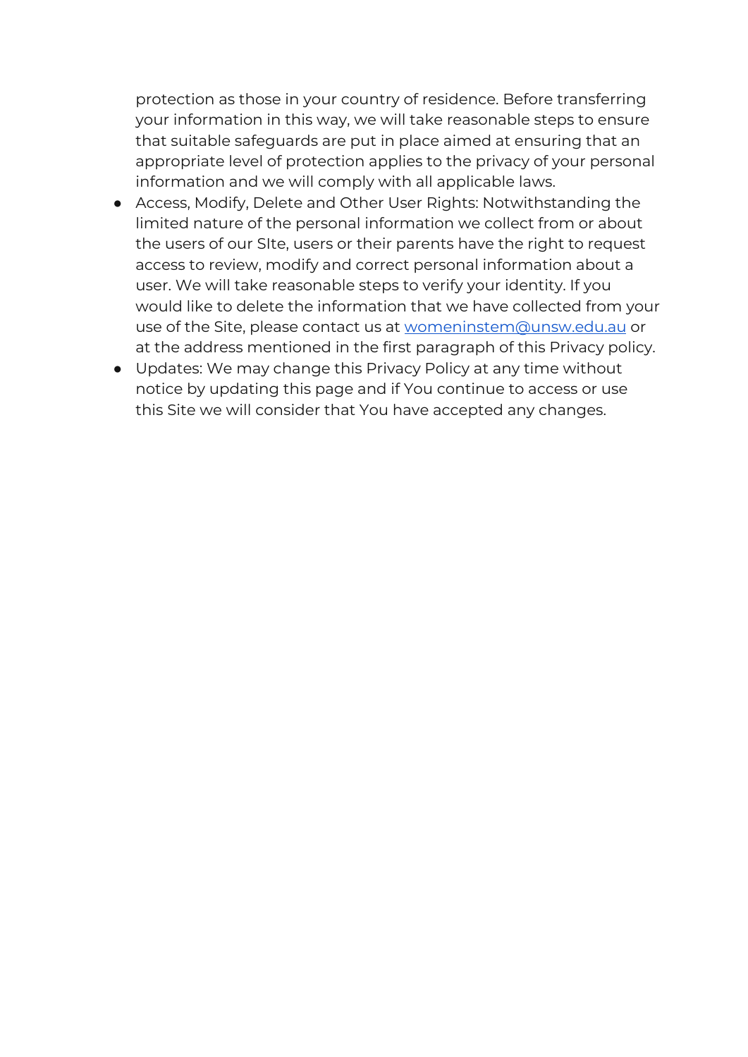protection as those in your country of residence. Before transferring your information in this way, we will take reasonable steps to ensure that suitable safeguards are put in place aimed at ensuring that an appropriate level of protection applies to the privacy of your personal information and we will comply with all applicable laws.

- Access, Modify, Delete and Other User Rights: Notwithstanding the limited nature of the personal information we collect from or about the users of our SIte, users or their parents have the right to request access to review, modify and correct personal information about a user. We will take reasonable steps to verify your identity. If you would like to delete the information that we have collected from your use of the Site, please contact us at [womeninstem@unsw.edu.au](mailto:womeninstem@unsw.edu.au) or at the address mentioned in the first paragraph of this Privacy policy.
- Updates: We may change this Privacy Policy at any time without notice by updating this page and if You continue to access or use this Site we will consider that You have accepted any changes.